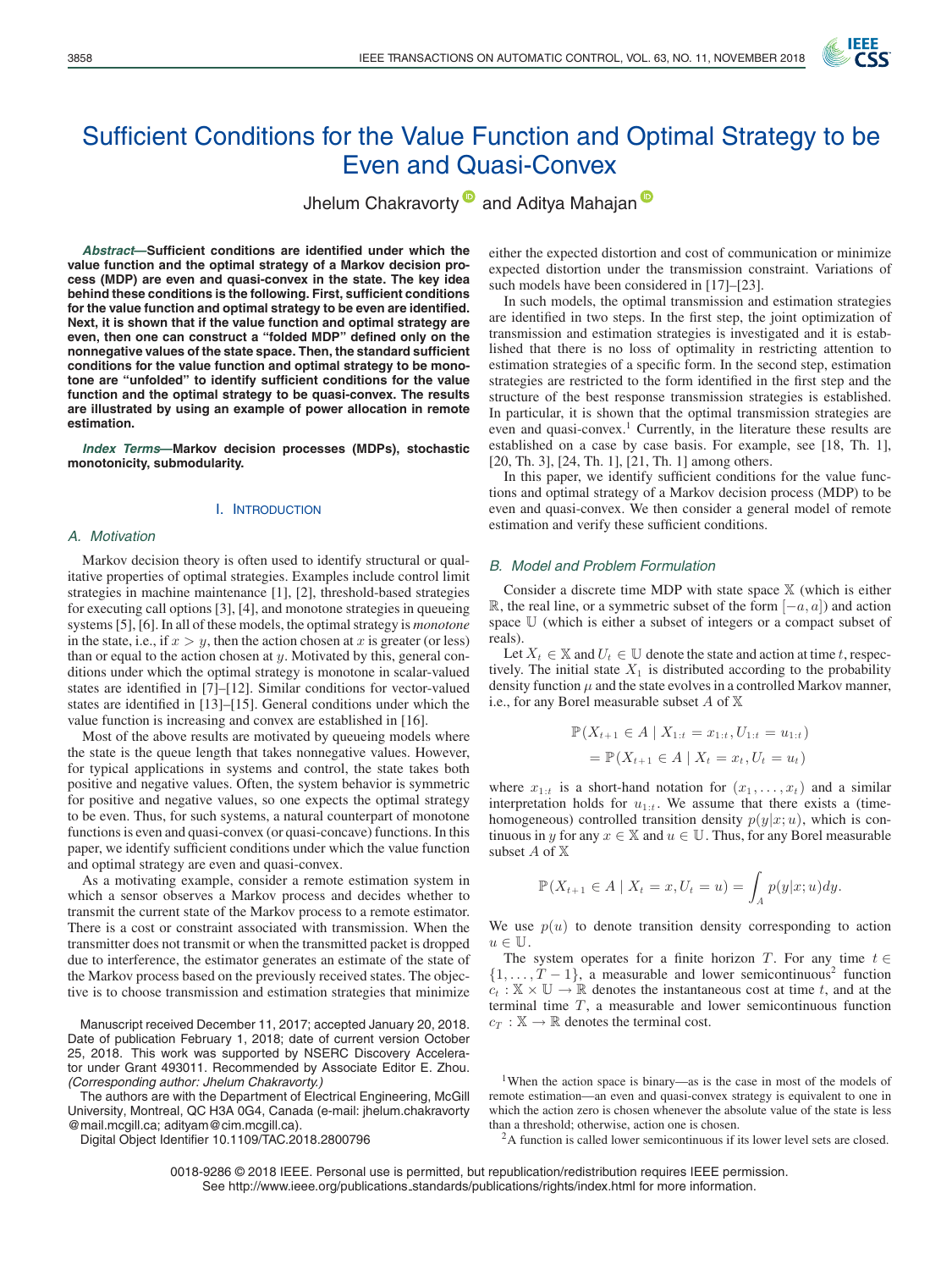# Sufficient Conditions for the Value Function and Optimal Strategy to be Even and Quasi-Convex

Jhelum Chakravorty and Aditya Mahajan

***Abstract*—Sufficient conditions are identified under which the value function and the optimal strategy of a Markov decision process (MDP) are even and quasi-convex in the state. The key idea behind these conditions is the following. First, sufficient conditions for the value function and optimal strategy to be even are identified. Next, it is shown that if the value function and optimal strategy are even, then one can construct a "folded MDP" defined only on the nonnegative values of the state space. Then, the standard sufficient conditions for the value function and optimal strategy to be monotone are "unfolded" to identify sufficient conditions for the value function and the optimal strategy to be quasi-convex. The results are illustrated by using an example of power allocation in remote estimation.**

***Index Terms*—Markov decision processes (MDPs), stochastic monotonicity, submodularity.**

## I. Introduction

### A. Motivation

Markov decision theory is often used to identify structural or qualitative properties of optimal strategies. Examples include control limit strategies in machine maintenance [1], [2], threshold-based strategies for executing call options [3], [4], and monotone strategies in queueing systems [5], [6]. In all of these models, the optimal strategy is *monotone* in the state, i.e., if $x > y$, then the action chosen at $x$ is greater (or less) than or equal to the action chosen at $y$. Motivated by this, general conditions under which the optimal strategy is monotone in scalar-valued states are identified in [7]–[12]. Similar conditions for vector-valued states are identified in [13]–[15]. General conditions under which the value function is increasing and convex are established in [16].

Most of the above results are motivated by queueing models where the state is the queue length that takes nonnegative values. However, for typical applications in systems and control, the state takes both positive and negative values. Often, the system behavior is symmetric for positive and negative values, so one expects the optimal strategy to be even. Thus, for such systems, a natural counterpart of monotone functions is even and quasi-convex (or quasi-concave) functions. In this paper, we identify sufficient conditions under which the value function and optimal strategy are even and quasi-convex.

As a motivating example, consider a remote estimation system in which a sensor observes a Markov process and decides whether to transmit the current state of the Markov process to a remote estimator. There is a cost or constraint associated with transmission. When the transmitter does not transmit or when the transmitted packet is dropped due to interference, the estimator generates an estimate of the state of the Markov process based on the previously received states. The objective is to choose transmission and estimation strategies that minimize either the expected distortion and cost of communication or minimize expected distortion under the transmission constraint. Variations of such models have been considered in [17]–[23].

In such models, the optimal transmission and estimation strategies are identified in two steps. In the first step, the joint optimization of transmission and estimation strategies is investigated and it is established that there is no loss of optimality in restricting attention to estimation strategies of a specific form. In the second step, estimation strategies are restricted to the form identified in the first step and the structure of the best response transmission strategies is established. In particular, it is shown that the optimal transmission strategies are even and quasi-convex.[1] Currently, in the literature these results are established on a case by case basis. For example, see [18, Th. 1], [20, Th. 3], [24, Th. 1], [21, Th. 1] among others.

In this paper, we identify sufficient conditions for the value functions and optimal strategy of a Markov decision process (MDP) to be even and quasi-convex. We then consider a general model of remote estimation and verify these sufficient conditions.

### B. Model and Problem Formulation

Consider a discrete time MDP with state space $\mathbb{X}$ (which is either $\mathbb{R}$, the real line, or a symmetric subset of the form $[-a, a]$) and action space $\mathbb{U}$ (which is either a subset of integers or a compact subset of reals).

Let $X_t \in \mathbb{X}$ and $U_t \in \mathbb{U}$ denote the state and action at time $t$, respectively. The initial state $X_1$ is distributed according to the probability density function $\mu$ and the state evolves in a controlled Markov manner, i.e., for any Borel measurable subset $A$ of $\mathbb{X}$

$$\begin{aligned}\mathbb{P}(X_{t+1} \in A \mid X_{1:t} = x_{1:t}, U_{1:t} = u_{1:t}) \\ = \mathbb{P}(X_{t+1} \in A \mid X_t = x_t, U_t = u_t)\end{aligned}$$

where $x_{1:t}$ is a short-hand notation for $(x_1, \ldots, x_t)$ and a similar interpretation holds for $u_{1:t}$. We assume that there exists a (time-homogeneous) controlled transition density $p(y|x; u)$, which is continuous in $y$ for any $x \in \mathbb{X}$ and $u \in \mathbb{U}$. Thus, for any Borel measurable subset $A$ of $\mathbb{X}$

$$\mathbb{P}(X_{t+1} \in A \mid X_t = x, U_t = u) = \int_A p(y|x; u)dy.$$

We use $p(u)$ to denote transition density corresponding to action $u \in \mathbb{U}$.

The system operates for a finite horizon $T$. For any time $t \in \{1, \ldots, T-1\}$, a measurable and lower semicontinuous[2] function $c_t : \mathbb{X} \times \mathbb{U} \to \mathbb{R}$ denotes the instantaneous cost at time $t$, and at the terminal time $T$, a measurable and lower semicontinuous function $c_T : \mathbb{X} \to \mathbb{R}$ denotes the terminal cost.

[1] When the action space is binary—as is the case in most of the models of remote estimation—an even and quasi-convex strategy is equivalent to one in which the action zero is chosen whenever the absolute value of the state is less than a threshold; otherwise, action one is chosen.

[2] A function is called lower semicontinuous if its lower level sets are closed.

Manuscript received December 11, 2017; accepted January 20, 2018. Date of publication February 1, 2018; date of current version October 25, 2018. This work was supported by NSERC Discovery Accelerator under Grant 493011. Recommended by Associate Editor E. Zhou. *(Corresponding author: Jhelum Chakravorty.)*

The authors are with the Department of Electrical Engineering, McGill University, Montreal, QC H3A 0G4, Canada (e-mail: jhelum.chakravorty@mail.mcgill.ca; adityam@cim.mcgill.ca).

Digital Object Identifier 10.1109/TAC.2018.2800796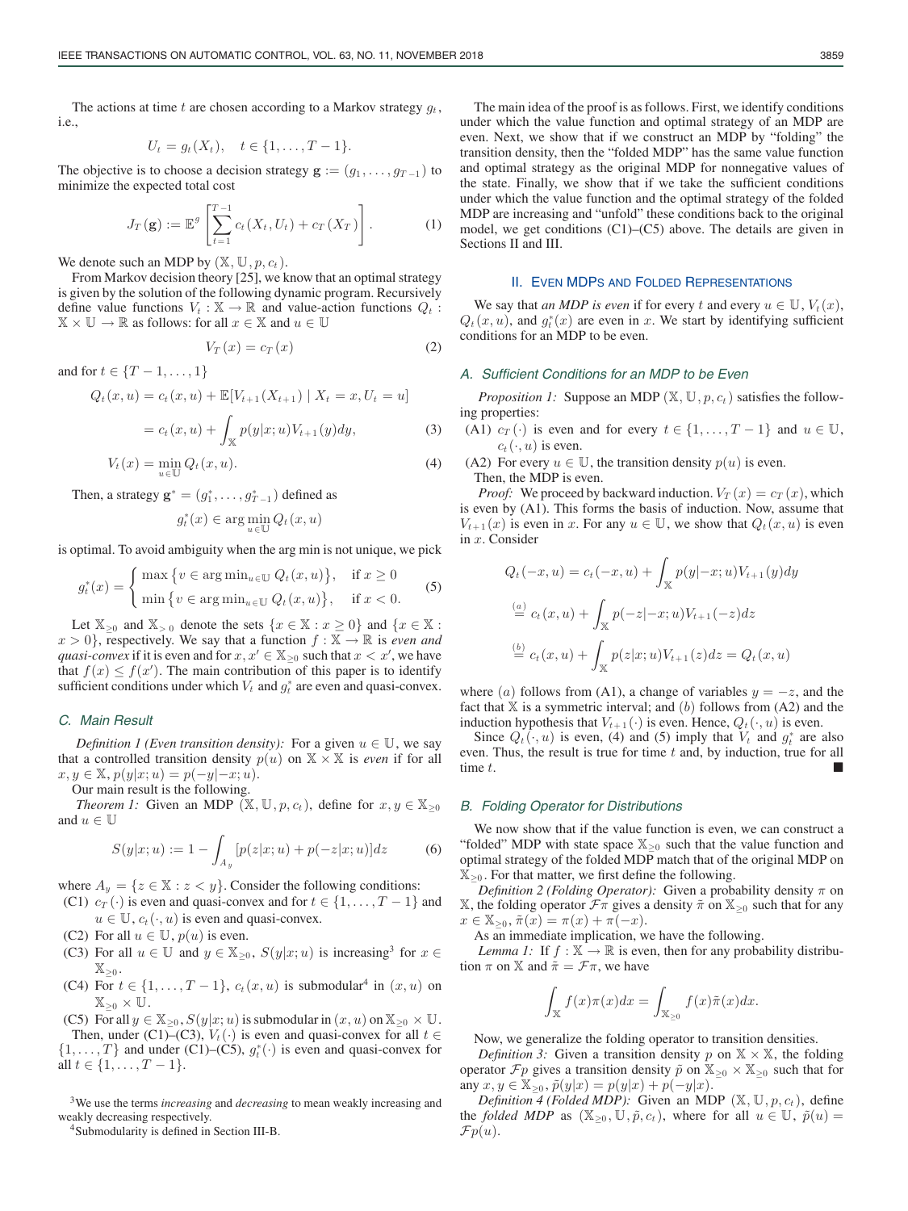The actions at time $t$ are chosen according to a Markov strategy $g_t$, i.e.,

$$U_t = g_t(X_t), \quad t \in \{1, \dots, T-1\}.$$

The objective is to choose a decision strategy $\mathbf{g} := (g_1, \dots, g_{T-1})$ to minimize the expected total cost

$$J_T(\mathbf{g}) := \mathbb{E}^g \left[ \sum_{t=1}^{T-1} c_t(X_t, U_t) + c_T(X_T) \right]. \tag{1}$$

We denote such an MDP by $(\mathbb{X}, \mathbb{U}, p, c_t)$.

From Markov decision theory [25], we know that an optimal strategy is given by the solution of the following dynamic program. Recursively define value functions $V_t : \mathbb{X} \to \mathbb{R}$ and value-action functions $Q_t : \mathbb{X} \times \mathbb{U} \to \mathbb{R}$ as follows: for all $x \in \mathbb{X}$ and $u \in \mathbb{U}$

$$V_T(x) = c_T(x) \tag{2}$$

and for $t \in \{T-1, \dots, 1\}$

$$Q_t(x, u) = c_t(x, u) + \mathbb{E}[V_{t+1}(X_{t+1}) \mid X_t = x, U_t = u]$$

$$= c_t(x, u) + \int_{\mathbb{X}} p(y|x; u) V_{t+1}(y) dy, \tag{3}$$

$$V_t(x) = \min_{u \in \mathbb{U}} Q_t(x, u). \tag{4}$$

Then, a strategy $\mathbf{g}^* = (g_1^*, \dots, g_{T-1}^*)$ defined as

$$g_t^*(x) \in \arg\min_{u \in \mathbb{U}} Q_t(x, u)$$

is optimal. To avoid ambiguity when the arg min is not unique, we pick

$$g_t^*(x) = \begin{cases} \max\left\{v \in \arg\min_{u \in \mathbb{U}} Q_t(x, u)\right\}, & \text{if } x \geq 0 \\ \min\left\{v \in \arg\min_{u \in \mathbb{U}} Q_t(x, u)\right\}, & \text{if } x < 0. \end{cases} \tag{5}$$

Let $\mathbb{X}_{\geq 0}$ and $\mathbb{X}_{>0}$ denote the sets $\{x \in \mathbb{X} : x \geq 0\}$ and $\{x \in \mathbb{X} : x > 0\}$, respectively. We say that a function $f : \mathbb{X} \to \mathbb{R}$ is *even and quasi-convex* if it is even and for $x, x' \in \mathbb{X}_{\geq 0}$ such that $x < x'$, we have that $f(x) \leq f(x')$. The main contribution of this paper is to identify sufficient conditions under which $V_t$ and $g_t^*$ are even and quasi-convex.

### C. Main Result

*Definition 1 (Even transition density):* For a given $u \in \mathbb{U}$, we say that a controlled transition density $p(u)$ on $\mathbb{X} \times \mathbb{X}$ is *even* if for all $x, y \in \mathbb{X}$, $p(y|x; u) = p(-y|-x; u)$.

Our main result is the following.

*Theorem 1:* Given an MDP $(\mathbb{X}, \mathbb{U}, p, c_t)$, define for $x, y \in \mathbb{X}_{\geq 0}$ and $u \in \mathbb{U}$

$$S(y|x; u) := 1 - \int_{A_y} [p(z|x; u) + p(-z|x; u)] dz \tag{6}$$

where $A_y = \{z \in \mathbb{X} : z < y\}$. Consider the following conditions:

(C1) $c_T(\cdot)$ is even and quasi-convex and for $t \in \{1, \dots, T-1\}$ and $u \in \mathbb{U}$, $c_t(\cdot, u)$ is even and quasi-convex.

(C2) For all $u \in \mathbb{U}$, $p(u)$ is even.

(C3) For all $u \in \mathbb{U}$ and $y \in \mathbb{X}_{\geq 0}$, $S(y|x; u)$ is increasing[3] for $x \in \mathbb{X}_{\geq 0}$.

(C4) For $t \in \{1, \dots, T-1\}$, $c_t(x, u)$ is submodular[4] in $(x, u)$ on $\mathbb{X}_{\geq 0} \times \mathbb{U}$.

(C5) For all $y \in \mathbb{X}_{\geq 0}$, $S(y|x; u)$ is submodular in $(x, u)$ on $\mathbb{X}_{\geq 0} \times \mathbb{U}$.

Then, under (C1)–(C3), $V_t(\cdot)$ is even and quasi-convex for all $t \in \{1, \dots, T\}$ and under (C1)–(C5), $g_t^*(\cdot)$ is even and quasi-convex for all $t \in \{1, \dots, T-1\}$.

[3] We use the terms *increasing* and *decreasing* to mean weakly increasing and weakly decreasing respectively.

[4] Submodularity is defined in Section III-B.

The main idea of the proof is as follows. First, we identify conditions under which the value function and optimal strategy of an MDP are even. Next, we show that if we construct an MDP by "folding" the transition density, then the "folded MDP" has the same value function and optimal strategy as the original MDP for nonnegative values of the state. Finally, we show that if we take the sufficient conditions under which the value function and the optimal strategy of the folded MDP are increasing and "unfold" these conditions back to the original model, we get conditions (C1)–(C5) above. The details are given in Sections II and III.

## II. Even MDPs and Folded Representations

We say that *an MDP is even* if for every $t$ and every $u \in \mathbb{U}$, $V_t(x)$, $Q_t(x, u)$, and $g_t^*(x)$ are even in $x$. We start by identifying sufficient conditions for an MDP to be even.

### A. Sufficient Conditions for an MDP to be Even

*Proposition 1:* Suppose an MDP $(\mathbb{X}, \mathbb{U}, p, c_t)$ satisfies the following properties:

(A1) $c_T(\cdot)$ is even and for every $t \in \{1, \dots, T-1\}$ and $u \in \mathbb{U}$, $c_t(\cdot, u)$ is even.

(A2) For every $u \in \mathbb{U}$, the transition density $p(u)$ is even.

Then, the MDP is even.

*Proof:* We proceed by backward induction. $V_T(x) = c_T(x)$, which is even by (A1). This forms the basis of induction. Now, assume that $V_{t+1}(x)$ is even in $x$. For any $u \in \mathbb{U}$, we show that $Q_t(x, u)$ is even in $x$. Consider

$$Q_t(-x, u) = c_t(-x, u) + \int_{\mathbb{X}} p(y|-x; u) V_{t+1}(y) dy$$

$$\stackrel{(a)}{=} c_t(x, u) + \int_{\mathbb{X}} p(-z|-x; u) V_{t+1}(-z) dz$$

$$\stackrel{(b)}{=} c_t(x, u) + \int_{\mathbb{X}} p(z|x; u) V_{t+1}(z) dz = Q_t(x, u)$$

where $(a)$ follows from (A1), a change of variables $y = -z$, and the fact that $\mathbb{X}$ is a symmetric interval; and $(b)$ follows from (A2) and the induction hypothesis that $V_{t+1}(\cdot)$ is even. Hence, $Q_t(\cdot, u)$ is even.

Since $Q_t(\cdot, u)$ is even, (4) and (5) imply that $V_t$ and $g_t^*$ are also even. Thus, the result is true for time $t$ and, by induction, true for all time $t$. ∎

### B. Folding Operator for Distributions

We now show that if the value function is even, we can construct a "folded" MDP with state space $\mathbb{X}_{\geq 0}$ such that the value function and optimal strategy of the folded MDP match that of the original MDP on $\mathbb{X}_{\geq 0}$. For that matter, we first define the following.

*Definition 2 (Folding Operator):* Given a probability density $\pi$ on $\mathbb{X}$, the folding operator $\mathcal{F}\pi$ gives a density $\tilde{\pi}$ on $\mathbb{X}_{\geq 0}$ such that for any $x \in \mathbb{X}_{\geq 0}$, $\tilde{\pi}(x) = \pi(x) + \pi(-x)$.

As an immediate implication, we have the following.

*Lemma 1:* If $f : \mathbb{X} \to \mathbb{R}$ is even, then for any probability distribution $\pi$ on $\mathbb{X}$ and $\tilde{\pi} = \mathcal{F}\pi$, we have

$$\int_{\mathbb{X}} f(x) \pi(x) dx = \int_{\mathbb{X}_{\geq 0}} f(x) \tilde{\pi}(x) dx.$$

Now, we generalize the folding operator to transition densities.

*Definition 3:* Given a transition density $p$ on $\mathbb{X} \times \mathbb{X}$, the folding operator $\mathcal{F}p$ gives a transition density $\tilde{p}$ on $\mathbb{X}_{\geq 0} \times \mathbb{X}_{\geq 0}$ such that for any $x, y \in \mathbb{X}_{\geq 0}$, $\tilde{p}(y|x) = p(y|x) + p(-y|x)$.

*Definition 4 (Folded MDP):* Given an MDP $(\mathbb{X}, \mathbb{U}, p, c_t)$, define the *folded MDP* as $(\mathbb{X}_{\geq 0}, \mathbb{U}, \tilde{p}, c_t)$, where for all $u \in \mathbb{U}$, $\tilde{p}(u) = \mathcal{F}p(u)$.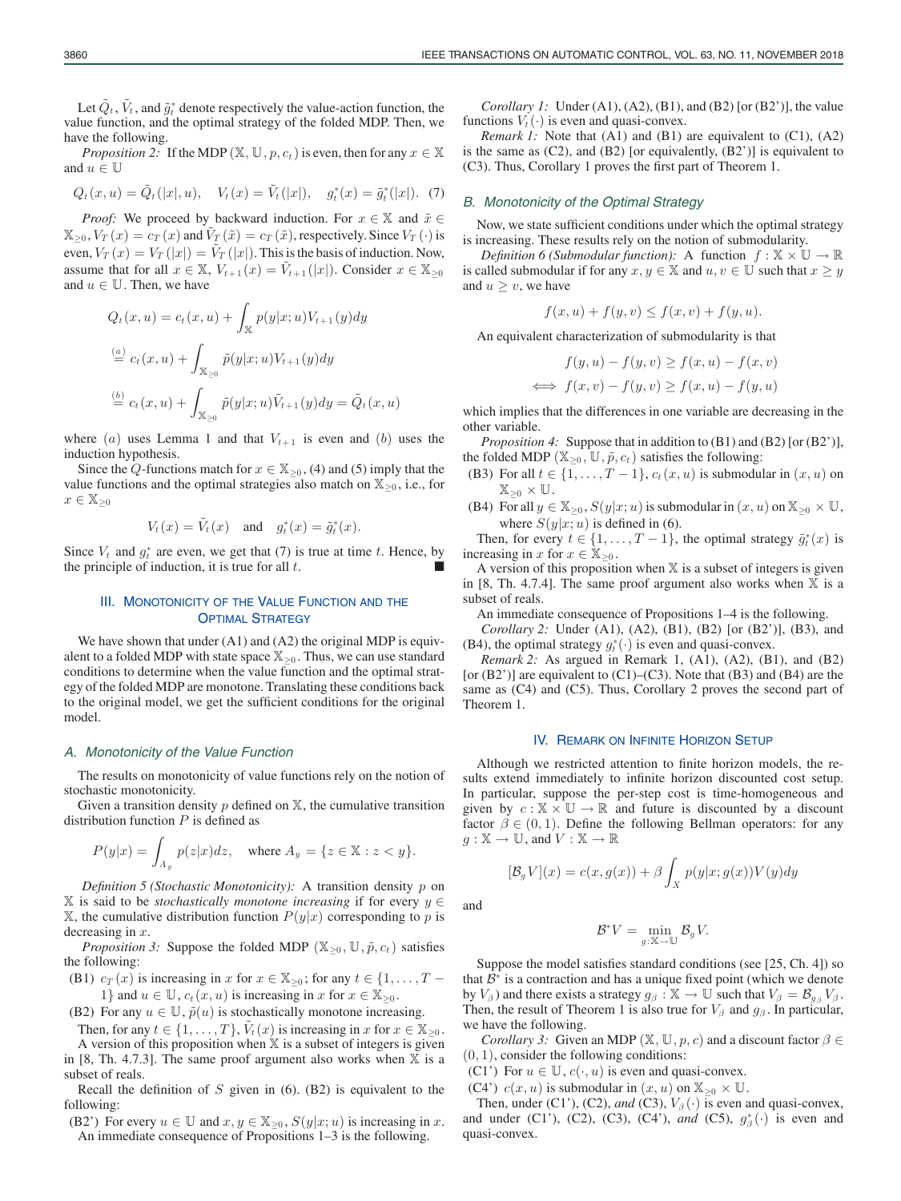Let $\tilde{Q}_t$, $\tilde{V}_t$, and $\tilde{g}_t^*$ denote respectively the value-action function, the value function, and the optimal strategy of the folded MDP. Then, we have the following.

*Proposition 2:* If the MDP $(\mathbb{X}, \mathbb{U}, p, c_t)$ is even, then for any $x \in \mathbb{X}$ and $u \in \mathbb{U}$

$$Q_t(x,u) = \tilde{Q}_t(|x|, u), \quad V_t(x) = \tilde{V}_t(|x|), \quad g_t^*(x) = \tilde{g}_t^*(|x|). \quad (7)$$

*Proof:* We proceed by backward induction. For $x \in \mathbb{X}$ and $\tilde{x} \in \mathbb{X}_{\geq 0}$, $V_T(x) = c_T(x)$ and $\tilde{V}_T(\tilde{x}) = c_T(\tilde{x})$, respectively. Since $V_T(\cdot)$ is even, $V_T(x) = V_T(|x|) = \tilde{V}_T(|x|)$. This is the basis of induction. Now, assume that for all $x \in \mathbb{X}$, $V_{t+1}(x) = \tilde{V}_{t+1}(|x|)$. Consider $x \in \mathbb{X}_{\geq 0}$ and $u \in \mathbb{U}$. Then, we have

$$\begin{aligned} Q_t(x,u) &= c_t(x,u) + \int_{\mathbb{X}} p(y|x;u) V_{t+1}(y) dy \\ &\overset{(a)}{=} c_t(x,u) + \int_{\mathbb{X}_{\geq 0}} \tilde{p}(y|x;u) V_{t+1}(y) dy \\ &\overset{(b)}{=} c_t(x,u) + \int_{\mathbb{X}_{\geq 0}} \tilde{p}(y|x;u) \tilde{V}_{t+1}(y) dy = \tilde{Q}_t(x,u) \end{aligned}$$

where $(a)$ uses Lemma 1 and that $V_{t+1}$ is even and $(b)$ uses the induction hypothesis.

Since the $Q$-functions match for $x \in \mathbb{X}_{\geq 0}$, (4) and (5) imply that the value functions and the optimal strategies also match on $\mathbb{X}_{\geq 0}$, i.e., for $x \in \mathbb{X}_{\geq 0}$

$$V_t(x) = \tilde{V}_t(x) \quad \text{and} \quad g_t^*(x) = \tilde{g}_t^*(x).$$

Since $V_t$ and $g_t^*$ are even, we get that (7) is true at time $t$. Hence, by the principle of induction, it is true for all $t$. ∎

## III. Monotonicity of the Value Function and the Optimal Strategy

We have shown that under (A1) and (A2) the original MDP is equivalent to a folded MDP with state space $\mathbb{X}_{\geq 0}$. Thus, we can use standard conditions to determine when the value function and the optimal strategy of the folded MDP are monotone. Translating these conditions back to the original model, we get the sufficient conditions for the original model.

### A. Monotonicity of the Value Function

The results on monotonicity of value functions rely on the notion of stochastic monotonicity.

Given a transition density $p$ defined on $\mathbb{X}$, the cumulative transition distribution function $P$ is defined as

$$P(y|x) = \int_{A_y} p(z|x) dz, \quad \text{where } A_y = \{z \in \mathbb{X} : z < y\}.$$

*Definition 5 (Stochastic Monotonicity):* A transition density $p$ on $\mathbb{X}$ is said to be *stochastically monotone increasing* if for every $y \in \mathbb{X}$, the cumulative distribution function $P(y|x)$ corresponding to $p$ is decreasing in $x$.

*Proposition 3:* Suppose the folded MDP $(\mathbb{X}_{\geq 0}, \mathbb{U}, \tilde{p}, c_t)$ satisfies the following:

(B1) $c_T(x)$ is increasing in $x$ for $x \in \mathbb{X}_{\geq 0}$; for any $t \in \{1, \ldots, T-1\}$ and $u \in \mathbb{U}$, $c_t(x,u)$ is increasing in $x$ for $x \in \mathbb{X}_{\geq 0}$.

(B2) For any $u \in \mathbb{U}$, $\tilde{p}(u)$ is stochastically monotone increasing.

Then, for any $t \in \{1, \ldots, T\}$, $\tilde{V}_t(x)$ is increasing in $x$ for $x \in \mathbb{X}_{\geq 0}$.

A version of this proposition when $\mathbb{X}$ is a subset of integers is given in [8, Th. 4.7.3]. The same proof argument also works when $\mathbb{X}$ is a subset of reals.

Recall the definition of $S$ given in (6). (B2) is equivalent to the following:

(B2') For every $u \in \mathbb{U}$ and $x, y \in \mathbb{X}_{\geq 0}$, $S(y|x;u)$ is increasing in $x$.

An immediate consequence of Propositions 1–3 is the following.

*Corollary 1:* Under (A1), (A2), (B1), and (B2) [or (B2')], the value functions $V_t(\cdot)$ is even and quasi-convex.

*Remark 1:* Note that (A1) and (B1) are equivalent to (C1), (A2) is the same as (C2), and (B2) [or equivalently, (B2')] is equivalent to (C3). Thus, Corollary 1 proves the first part of Theorem 1.

### B. Monotonicity of the Optimal Strategy

Now, we state sufficient conditions under which the optimal strategy is increasing. These results rely on the notion of submodularity.

*Definition 6 (Submodular function):* A function $f : \mathbb{X} \times \mathbb{U} \to \mathbb{R}$ is called submodular if for any $x, y \in \mathbb{X}$ and $u, v \in \mathbb{U}$ such that $x \geq y$ and $u \geq v$, we have

$$f(x,u) + f(y,v) \leq f(x,v) + f(y,u).$$

An equivalent characterization of submodularity is that

$$\begin{aligned} & f(y,u) - f(y,v) \geq f(x,u) - f(x,v) \\ \iff & f(x,v) - f(y,v) \geq f(x,u) - f(y,u) \end{aligned}$$

which implies that the differences in one variable are decreasing in the other variable.

*Proposition 4:* Suppose that in addition to (B1) and (B2) [or (B2')], the folded MDP $(\mathbb{X}_{\geq 0}, \mathbb{U}, \tilde{p}, c_t)$ satisfies the following:

(B3) For all $t \in \{1, \ldots, T-1\}$, $c_t(x,u)$ is submodular in $(x,u)$ on $\mathbb{X}_{\geq 0} \times \mathbb{U}$.

(B4) For all $y \in \mathbb{X}_{\geq 0}$, $S(y|x;u)$ is submodular in $(x,u)$ on $\mathbb{X}_{\geq 0} \times \mathbb{U}$, where $S(y|x;u)$ is defined in (6).

Then, for every $t \in \{1, \ldots, T-1\}$, the optimal strategy $\tilde{g}_t^*(x)$ is increasing in $x$ for $x \in \mathbb{X}_{\geq 0}$.

A version of this proposition when $\mathbb{X}$ is a subset of integers is given in [8, Th. 4.7.4]. The same proof argument also works when $\mathbb{X}$ is a subset of reals.

An immediate consequence of Propositions 1–4 is the following.

*Corollary 2:* Under (A1), (A2), (B1), (B2) [or (B2')], (B3), and (B4), the optimal strategy $g_t^*(\cdot)$ is even and quasi-convex.

*Remark 2:* As argued in Remark 1, (A1), (A2), (B1), and (B2) [or (B2')] are equivalent to (C1)–(C3). Note that (B3) and (B4) are the same as (C4) and (C5). Thus, Corollary 2 proves the second part of Theorem 1.

## IV. Remark on Infinite Horizon Setup

Although we restricted attention to finite horizon models, the results extend immediately to infinite horizon discounted cost setup. In particular, suppose the per-step cost is time-homogeneous and given by $c : \mathbb{X} \times \mathbb{U} \to \mathbb{R}$ and future is discounted by a discount factor $\beta \in (0,1)$. Define the following Bellman operators: for any $g : \mathbb{X} \to \mathbb{U}$, and $V : \mathbb{X} \to \mathbb{R}$

$$[\mathcal{B}_g V](x) = c(x, g(x)) + \beta \int_X p(y|x; g(x)) V(y) dy$$

and

$$\mathcal{B}^* V = \min_{g : \mathbb{X} \to \mathbb{U}} \mathcal{B}_g V.$$

Suppose the model satisfies standard conditions (see [25, Ch. 4]) so that $\mathcal{B}^*$ is a contraction and has a unique fixed point (which we denote by $V_\beta$) and there exists a strategy $g_\beta : \mathbb{X} \to \mathbb{U}$ such that $V_\beta = \mathcal{B}_{g_\beta} V_\beta$. Then, the result of Theorem 1 is also true for $V_\beta$ and $g_\beta$. In particular, we have the following.

*Corollary 3:* Given an MDP $(\mathbb{X}, \mathbb{U}, p, c)$ and a discount factor $\beta \in (0,1)$, consider the following conditions:

(C1') For $u \in \mathbb{U}$, $c(\cdot, u)$ is even and quasi-convex.

(C4') $c(x,u)$ is submodular in $(x,u)$ on $\mathbb{X}_{\geq 0} \times \mathbb{U}$.

Then, under (C1'), (C2), *and* (C3), $V_\beta(\cdot)$ is even and quasi-convex, and under (C1'), (C2), (C3), (C4'), *and* (C5), $g_\beta^*(\cdot)$ is even and quasi-convex.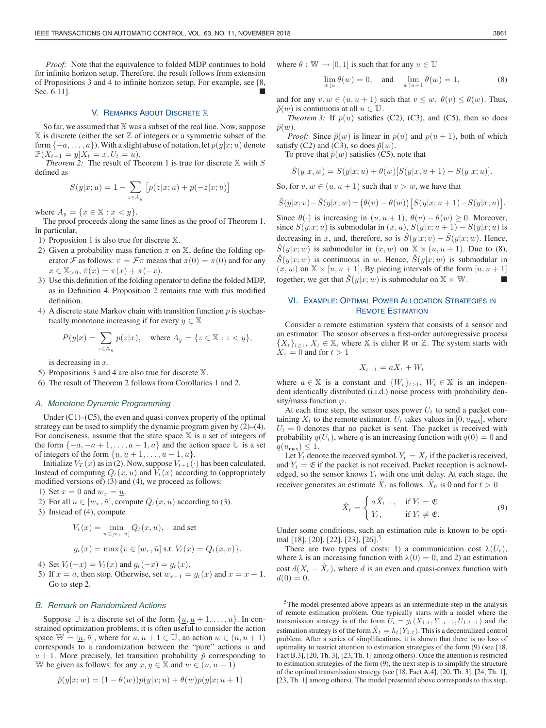*Proof:* Note that the equivalence to folded MDP continues to hold for infinite horizon setup. Therefore, the result follows from extension of Propositions 3 and 4 to infinite horizon setup. For example, see [8, Sec. 6.11]. ■

## V. Remarks About Discrete $\mathbb{X}$

So far, we assumed that $\mathbb{X}$ was a subset of the real line. Now, suppose $\mathbb{X}$ is discrete (either the set $\mathbb{Z}$ of integers or a symmetric subset of the form $\{-a, \ldots, a\}$). With a slight abuse of notation, let $p(y|x;u)$ denote $\mathbb{P}(X_{t+1} = y | X_t = x, U_t = u)$.

*Theorem 2:* The result of Theorem 1 is true for discrete $\mathbb{X}$ with $S$ defined as

$$S(y|x;u) = 1 - \sum_{z \in A_y} \big[p(z|x;u) + p(-z|x;u)\big]$$

where $A_y = \{x \in \mathbb{X} : x < y\}$.

The proof proceeds along the same lines as the proof of Theorem 1. In particular,

1) Proposition 1 is also true for discrete $\mathbb{X}$.
2) Given a probability mass function $\pi$ on $\mathbb{X}$, define the folding operator $\mathcal{F}$ as follows: $\tilde{\pi} = \mathcal{F}\pi$ means that $\tilde{\pi}(0) = \pi(0)$ and for any $x \in \mathbb{X}_{>0}$, $\tilde{\pi}(x) = \pi(x) + \pi(-x)$.
3) Use this definition of the folding operator to define the folded MDP, as in Definition 4. Proposition 2 remains true with this modified definition.
4) A discrete state Markov chain with transition function $p$ is stochastically monotone increasing if for every $y \in \mathbb{X}$

$$P(y|x) = \sum_{z \in \mathbb{A}_y} p(z|x), \quad \text{where } A_y = \{z \in \mathbb{X} : z < y\},$$

is decreasing in $x$.
5) Propositions 3 and 4 are also true for discrete $\mathbb{X}$.
6) The result of Theorem 2 follows from Corollaries 1 and 2.

### A. Monotone Dynamic Programming

Under (C1)–(C5), the even and quasi-convex property of the optimal strategy can be used to simplify the dynamic program given by (2)–(4). For conciseness, assume that the state space $\mathbb{X}$ is a set of integers of the form $\{-a, -a+1, \ldots, a-1, a\}$ and the action space $\mathbb{U}$ is a set of integers of the form $\{\underline{u}, \underline{u}+1, \ldots, \bar{u}-1, \bar{u}\}$.

Initialize $V_T(x)$ as in (2). Now, suppose $V_{t+1}(\cdot)$ has been calculated. Instead of computing $Q_t(x,u)$ and $V_t(x)$ according to (appropriately modified versions of) (3) and (4), we proceed as follows:

1) Set $x = 0$ and $w_x = \underline{u}$.
2) For all $u \in [w_x, \bar{u}]$, compute $Q_t(x,u)$ according to (3).
3) Instead of (4), compute

$$V_t(x) = \min_{u \in [w_x, \bar{u}]} Q_t(x,u), \quad \text{and set}$$

$$g_t(x) = \max\{v \in [w_x, \bar{u}] \text{ s.t. } V_t(x) = Q_t(x,v)\}.$$

4) Set $V_t(-x) = V_t(x)$ and $g_t(-x) = g_t(x)$.
5) If $x = a$, then stop. Otherwise, set $w_{x+1} = g_t(x)$ and $x = x+1$. Go to step 2.

### B. Remark on Randomized Actions

Suppose $\mathbb{U}$ is a discrete set of the form $\{\underline{u}, \underline{u}+1, \ldots, \bar{u}\}$. In constrained optimization problems, it is often useful to consider the action space $\mathbb{W} = [\underline{u}, \bar{u}]$, where for $u, u+1 \in \mathbb{U}$, an action $w \in (u, u+1)$ corresponds to a randomization between the "pure" actions $u$ and $u+1$. More precisely, let transition probability $\breve{p}$ corresponding to $\mathbb{W}$ be given as follows: for any $x, y \in \mathbb{X}$ and $w \in (u, u+1)$

$$\breve{p}(y|x;w) = (1-\theta(w))p(y|x;u) + \theta(w)p(y|x;u+1)$$

where $\theta : \mathbb{W} \to [0,1]$ is such that for any $u \in \mathbb{U}$

$$\lim_{w \downarrow u} \theta(w) = 0, \quad \text{and} \quad \lim_{w \uparrow u+1} \theta(w) = 1, \tag{8}$$

and for any $v, w \in (u, u+1)$ such that $v \le w$, $\theta(v) \le \theta(w)$. Thus, $\breve{p}(w)$ is continuous at all $u \in \mathbb{U}$.

*Theorem 3:* If $p(u)$ satisfies (C2), (C3), and (C5), then so does $\breve{p}(w)$.

*Proof:* Since $\breve{p}(w)$ is linear in $p(u)$ and $p(u+1)$, both of which satisfy (C2) and (C3), so does $\breve{p}(w)$.

To prove that $\breve{p}(w)$ satisfies (C5), note that

$$\breve{S}(y|x,w) = S(y|x;u) + \theta(w)[S(y|x,u+1) - S(y|x;u)].$$

So, for $v, w \in (u, u+1)$ such that $v > w$, we have that

$$\breve{S}(y|x;v) - \breve{S}(y|x;w) = \big(\theta(v) - \theta(w)\big)\big[S(y|x;u+1) - S(y|x;u)\big].$$

Since $\theta(\cdot)$ is increasing in $(u, u+1)$, $\theta(v) - \theta(w) \ge 0$. Moreover, since $S(y|x;u)$ is submodular in $(x,u)$, $S(y|x;u+1) - S(y|x;u)$ is decreasing in $x$, and, therefore, so is $\breve{S}(y|x;v) - \breve{S}(y|x;w)$. Hence, $\breve{S}(y|x;w)$ is submodular in $(x,w)$ on $\mathbb{X} \times (u, u+1)$. Due to (8), $\breve{S}(y|x;w)$ is continuous in $w$. Hence, $\breve{S}(y|x;w)$ is submodular in $(x,w)$ on $\mathbb{X} \times [u, u+1]$. By piecing intervals of the form $[u, u+1]$ together, we get that $\breve{S}(y|x;w)$ is submodular on $\mathbb{X} \times \mathbb{W}$. ■

## VI. Example: Optimal Power Allocation Strategies in Remote Estimation

Consider a remote estimation system that consists of a sensor and an estimator. The sensor observes a first-order autoregressive process $\{X_t\}_{t \ge 1}$, $X_t \in \mathbb{X}$, where $\mathbb{X}$ is either $\mathbb{R}$ or $\mathbb{Z}$. The system starts with $X_1 = 0$ and for $t > 1$

$$X_{t+1} = aX_t + W_t$$

where $a \in \mathbb{X}$ is a constant and $\{W_t\}_{t \ge 1}$, $W_t \in \mathbb{X}$ is an independent identically distributed (i.i.d.) noise process with probability density/mass function $\varphi$.

At each time step, the sensor uses power $U_t$ to send a packet containing $X_t$ to the remote estimator. $U_t$ takes values in $[0, u_{\max}]$, where $U_t = 0$ denotes that no packet is sent. The packet is received with probability $q(U_t)$, where $q$ is an increasing function with $q(0) = 0$ and $q(u_{\max}) \le 1$.

Let $Y_t$ denote the received symbol. $Y_t = X_t$ if the packet is received, and $Y_t = \mathfrak{E}$ if the packet is not received. Packet reception is acknowledged, so the sensor knows $Y_t$ with one unit delay. At each stage, the receiver generates an estimate $\hat{X}_t$ as follows. $\hat{X}_0$ is 0 and for $t > 0$

$$\hat{X}_t = \begin{cases} a\hat{X}_{t-1}, & \text{if } Y_t = \mathfrak{E} \\ Y_t, & \text{if } Y_t \ne \mathfrak{E}. \end{cases} \tag{9}$$

Under some conditions, such an estimation rule is known to be optimal [18], [20], [22], [23], [26].[5]

There are two types of costs: 1) a communication cost $\lambda(U_t)$, where $\lambda$ is an increasing function with $\lambda(0) = 0$; and 2) an estimation cost $d(X_t - \hat{X}_t)$, where $d$ is an even and quasi-convex function with $d(0) = 0$.

[5] The model presented above appears as an intermediate step in the analysis of remote estimation problem. One typically starts with a model where the transmission strategy is of the form $U_t = g_t(X_{1:t}, Y_{1:t-1}, U_{1:t-1})$ and the estimation strategy is of the form $\hat{X}_t = h_t(Y_{1:t})$. This is a decentralized control problem. After a series of simplifications, it is shown that there is no loss of optimality to restrict attention to estimation strategies of the form (9) (see [18, Fact B.3], [20, Th. 3], [23, Th. 1] among others). Once the attention is restricted to estimation strategies of the form (9), the next step is to simplify the structure of the optimal transmission strategy (see [18, Fact A.4], [20, Th. 3], [24, Th. 1], [23, Th. 1] among others). The model presented above corresponds to this step.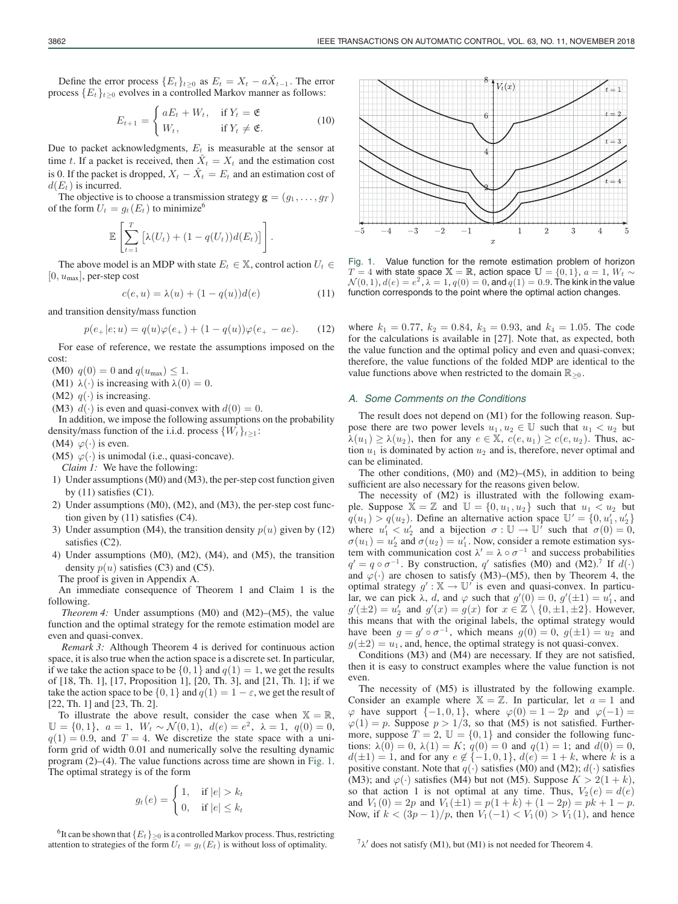Define the error process $\{E_t\}_{t\geq 0}$ as $E_t = X_t - a\hat{X}_{t-1}$. The error process $\{E_t\}_{t\geq 0}$ evolves in a controlled Markov manner as follows:

$$E_{t+1} = \begin{cases} aE_t + W_t, & \text{if } Y_t = \mathfrak{E} \\ W_t, & \text{if } Y_t \neq \mathfrak{E}. \end{cases} \tag{10}$$

Due to packet acknowledgments, $E_t$ is measurable at the sensor at time $t$. If a packet is received, then $\hat{X}_t = X_t$ and the estimation cost is 0. If the packet is dropped, $X_t - \hat{X}_t = E_t$ and an estimation cost of $d(E_t)$ is incurred.

The objective is to choose a transmission strategy $\mathbf{g} = (g_1, \ldots, g_T)$ of the form $U_t = g_t(E_t)$ to minimize[6]

$$\mathbb{E}\left[\sum_{t=1}^{T}\left[\lambda(U_t) + (1 - q(U_t))d(E_t)\right]\right].$$

The above model is an MDP with state $E_t \in \mathbb{X}$, control action $U_t \in [0, u_{\max}]$, per-step cost

$$c(e, u) = \lambda(u) + (1 - q(u))d(e) \tag{11}$$

and transition density/mass function

$$p(e_+|e; u) = q(u)\varphi(e_+) + (1 - q(u))\varphi(e_+ - ae). \tag{12}$$

For ease of reference, we restate the assumptions imposed on the cost:

(M0) $q(0) = 0$ and $q(u_{\max}) \leq 1$.

(M1) $\lambda(\cdot)$ is increasing with $\lambda(0) = 0$.

(M2) $q(\cdot)$ is increasing.

(M3) $d(\cdot)$ is even and quasi-convex with $d(0) = 0$.

In addition, we impose the following assumptions on the probability density/mass function of the i.i.d. process $\{W_t\}_{t\geq 1}$:

(M4) $\varphi(\cdot)$ is even.

(M5) $\varphi(\cdot)$ is unimodal (i.e., quasi-concave).

*Claim 1:* We have the following:

1) Under assumptions (M0) and (M3), the per-step cost function given by (11) satisfies (C1).
2) Under assumptions (M0), (M2), and (M3), the per-step cost function given by (11) satisfies (C4).
3) Under assumption (M4), the transition density $p(u)$ given by (12) satisfies (C2).
4) Under assumptions (M0), (M2), (M4), and (M5), the transition density $p(u)$ satisfies (C3) and (C5).

The proof is given in Appendix A.

An immediate consequence of Theorem 1 and Claim 1 is the following.

*Theorem 4:* Under assumptions (M0) and (M2)–(M5), the value function and the optimal strategy for the remote estimation model are even and quasi-convex.

*Remark 3:* Although Theorem 4 is derived for continuous action space, it is also true when the action space is a discrete set. In particular, if we take the action space to be $\{0, 1\}$ and $q(1) = 1$, we get the results of [18, Th. 1], [17, Proposition 1], [20, Th. 3], and [21, Th. 1]; if we take the action space to be $\{0, 1\}$ and $q(1) = 1 - \varepsilon$, we get the result of [22, Th. 1] and [23, Th. 2].

To illustrate the above result, consider the case when $\mathbb{X} = \mathbb{R}$, $\mathbb{U} = \{0, 1\}$, $a = 1$, $W_t \sim \mathcal{N}(0, 1)$, $d(e) = e^2$, $\lambda = 1$, $q(0) = 0$, $q(1) = 0.9$, and $T = 4$. We discretize the state space with a uniform grid of width 0.01 and numerically solve the resulting dynamic program (2)–(4). The value functions across time are shown in Fig. 1. The optimal strategy is of the form

$$g_t(e) = \begin{cases} 1, & \text{if } |e| > k_t \\ 0, & \text{if } |e| \leq k_t \end{cases}$$

Fig. 1. Value function for the remote estimation problem of horizon $T = 4$ with state space $\mathbb{X} = \mathbb{R}$, action space $\mathbb{U} = \{0, 1\}$, $a = 1$, $W_t \sim \mathcal{N}(0, 1)$, $d(e) = e^2$, $\lambda = 1$, $q(0) = 0$, and $q(1) = 0.9$. The kink in the value function corresponds to the point where the optimal action changes.

where $k_1 = 0.77$, $k_2 = 0.84$, $k_3 = 0.93$, and $k_4 = 1.05$. The code for the calculations is available in [27]. Note that, as expected, both the value function and the optimal policy and even and quasi-convex; therefore, the value functions of the folded MDP are identical to the value functions above when restricted to the domain $\mathbb{R}_{\geq 0}$.

### A. Some Comments on the Conditions

The result does not depend on (M1) for the following reason. Suppose there are two power levels $u_1, u_2 \in \mathbb{U}$ such that $u_1 < u_2$ but $\lambda(u_1) \geq \lambda(u_2)$, then for any $e \in \mathbb{X}$, $c(e, u_1) \geq c(e, u_2)$. Thus, action $u_1$ is dominated by action $u_2$ and is, therefore, never optimal and can be eliminated.

The other conditions, (M0) and (M2)–(M5), in addition to being sufficient are also necessary for the reasons given below.

The necessity of (M2) is illustrated with the following example. Suppose $\mathbb{X} = \mathbb{Z}$ and $\mathbb{U} = \{0, u_1, u_2\}$ such that $u_1 < u_2$ but $q(u_1) > q(u_2)$. Define an alternative action space $\mathbb{U}' = \{0, u_1', u_2'\}$ where $u_1' < u_2'$ and a bijection $\sigma : \mathbb{U} \to \mathbb{U}'$ such that $\sigma(0) = 0$, $\sigma(u_1) = u_2'$ and $\sigma(u_2) = u_1'$. Now, consider a remote estimation system with communication cost $\lambda' = \lambda \circ \sigma^{-1}$ and success probabilities $q' = q \circ \sigma^{-1}$. By construction, $q'$ satisfies (M0) and (M2).[7] If $d(\cdot)$ and $\varphi(\cdot)$ are chosen to satisfy (M3)–(M5), then by Theorem 4, the optimal strategy $g' : \mathbb{X} \to \mathbb{U}'$ is even and quasi-convex. In particular, we can pick $\lambda$, $d$, and $\varphi$ such that $g'(0) = 0$, $g'(\pm 1) = u_1'$, and $g'(\pm 2) = u_2'$ and $g'(x) = g(x)$ for $x \in \mathbb{Z} \setminus \{0, \pm 1, \pm 2\}$. However, this means that with the original labels, the optimal strategy would have been $g = g' \circ \sigma^{-1}$, which means $g(0) = 0$, $g(\pm 1) = u_2$ and $g(\pm 2) = u_1$, and, hence, the optimal strategy is not quasi-convex.

Conditions (M3) and (M4) are necessary. If they are not satisfied, then it is easy to construct examples where the value function is not even.

The necessity of (M5) is illustrated by the following example. Consider an example where $\mathbb{X} = \mathbb{Z}$. In particular, let $a = 1$ and $\varphi$ have support $\{-1, 0, 1\}$, where $\varphi(0) = 1 - 2p$ and $\varphi(-1) = \varphi(1) = p$. Suppose $p > 1/3$, so that (M5) is not satisfied. Furthermore, suppose $T = 2$, $\mathbb{U} = \{0, 1\}$ and consider the following functions: $\lambda(0) = 0$, $\lambda(1) = K$; $q(0) = 0$ and $q(1) = 1$; and $d(0) = 0$, $d(\pm 1) = 1$, and for any $e \notin \{-1, 0, 1\}$, $d(e) = 1 + k$, where $k$ is a positive constant. Note that $q(\cdot)$ satisfies (M0) and (M2); $d(\cdot)$ satisfies (M3); and $\varphi(\cdot)$ satisfies (M4) but not (M5). Suppose $K > 2(1 + k)$, so that action 1 is not optimal at any time. Thus, $V_2(e) = d(e)$ and $V_1(0) = 2p$ and $V_1(\pm 1) = p(1 + k) + (1 - 2p) = pk + 1 - p$. Now, if $k < (3p - 1)/p$, then $V_1(-1) < V_1(0) > V_1(1)$, and hence

[6] It can be shown that $\{E_t\}_{\geq 0}$ is a controlled Markov process. Thus, restricting attention to strategies of the form $U_t = g_t(E_t)$ is without loss of optimality.

[7] $\lambda'$ does not satisfy (M1), but (M1) is not needed for Theorem 4.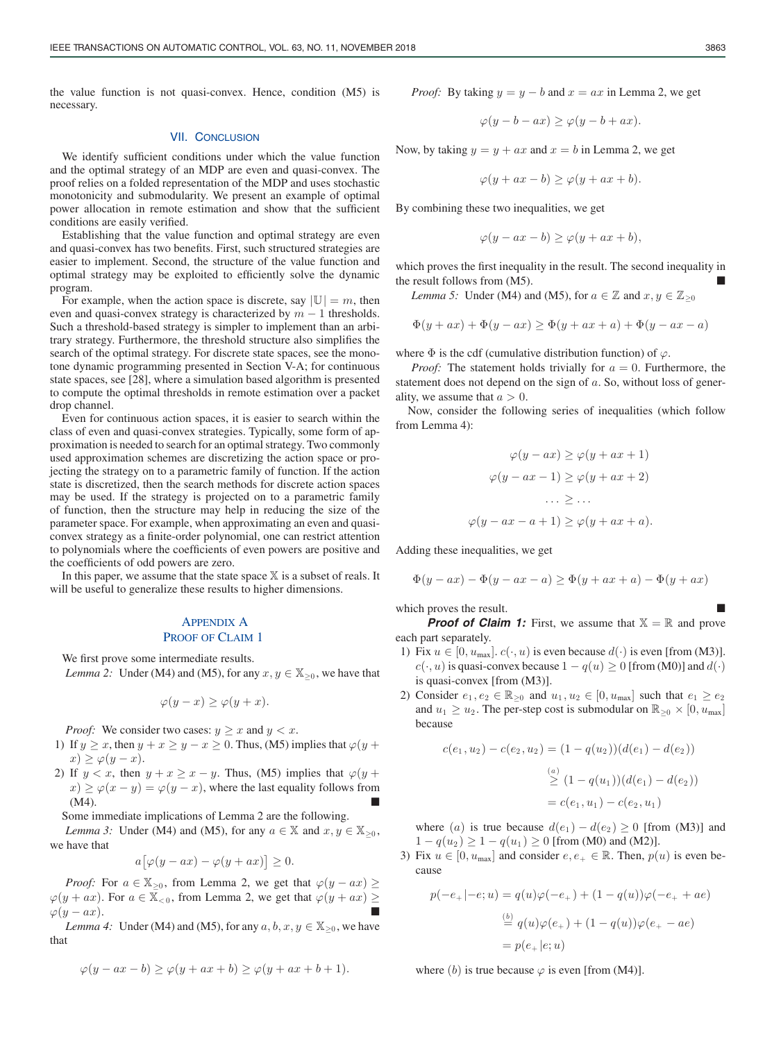the value function is not quasi-convex. Hence, condition (M5) is necessary.

## VII. Conclusion

We identify sufficient conditions under which the value function and the optimal strategy of an MDP are even and quasi-convex. The proof relies on a folded representation of the MDP and uses stochastic monotonicity and submodularity. We present an example of optimal power allocation in remote estimation and show that the sufficient conditions are easily verified.

Establishing that the value function and optimal strategy are even and quasi-convex has two benefits. First, such structured strategies are easier to implement. Second, the structure of the value function and optimal strategy may be exploited to efficiently solve the dynamic program.

For example, when the action space is discrete, say $|\mathbb{U}| = m$, then even and quasi-convex strategy is characterized by $m-1$ thresholds. Such a threshold-based strategy is simpler to implement than an arbitrary strategy. Furthermore, the threshold structure also simplifies the search of the optimal strategy. For discrete state spaces, see the monotone dynamic programming presented in Section V-A; for continuous state spaces, see [28], where a simulation based algorithm is presented to compute the optimal thresholds in remote estimation over a packet drop channel.

Even for continuous action spaces, it is easier to search within the class of even and quasi-convex strategies. Typically, some form of approximation is needed to search for an optimal strategy. Two commonly used approximation schemes are discretizing the action space or projecting the strategy on to a parametric family of function. If the action state is discretized, then the search methods for discrete action spaces may be used. If the strategy is projected on to a parametric family of function, then the structure may help in reducing the size of the parameter space. For example, when approximating an even and quasi-convex strategy as a finite-order polynomial, one can restrict attention to polynomials where the coefficients of even powers are positive and the coefficients of odd powers are zero.

In this paper, we assume that the state space $\mathbb{X}$ is a subset of reals. It will be useful to generalize these results to higher dimensions.

## Appendix A
## Proof of Claim 1

We first prove some intermediate results.

*Lemma 2:* Under (M4) and (M5), for any $x, y \in \mathbb{X}_{\geq 0}$, we have that

$$\varphi(y - x) \geq \varphi(y + x).$$

*Proof:* We consider two cases: $y \geq x$ and $y < x$.

1) If $y \geq x$, then $y + x \geq y - x \geq 0$. Thus, (M5) implies that $\varphi(y + x) \geq \varphi(y - x)$.
2) If $y < x$, then $y + x \geq x - y$. Thus, (M5) implies that $\varphi(y + x) \geq \varphi(x - y) = \varphi(y - x)$, where the last equality follows from (M4). ■

Some immediate implications of Lemma 2 are the following.

*Lemma 3:* Under (M4) and (M5), for any $a \in \mathbb{X}$ and $x, y \in \mathbb{X}_{\geq 0}$, we have that

$$a\big[\varphi(y - ax) - \varphi(y + ax)\big] \geq 0.$$

*Proof:* For $a \in \mathbb{X}_{\geq 0}$, from Lemma 2, we get that $\varphi(y - ax) \geq \varphi(y + ax)$. For $a \in \mathbb{X}_{<0}$, from Lemma 2, we get that $\varphi(y + ax) \geq \varphi(y - ax)$. ■

*Lemma 4:* Under (M4) and (M5), for any $a, b, x, y \in \mathbb{X}_{\geq 0}$, we have that

$$\varphi(y - ax - b) \geq \varphi(y + ax + b) \geq \varphi(y + ax + b + 1).$$

*Proof:* By taking $y = y - b$ and $x = ax$ in Lemma 2, we get

$$\varphi(y - b - ax) \geq \varphi(y - b + ax).$$

Now, by taking $y = y + ax$ and $x = b$ in Lemma 2, we get

$$\varphi(y + ax - b) \geq \varphi(y + ax + b).$$

By combining these two inequalities, we get

$$\varphi(y - ax - b) \geq \varphi(y + ax + b),$$

which proves the first inequality in the result. The second inequality in the result follows from (M5). ■

*Lemma 5:* Under (M4) and (M5), for $a \in \mathbb{Z}$ and $x, y \in \mathbb{Z}_{\geq 0}$

$$\Phi(y + ax) + \Phi(y - ax) \geq \Phi(y + ax + a) + \Phi(y - ax - a)$$

where $\Phi$ is the cdf (cumulative distribution function) of $\varphi$.

*Proof:* The statement holds trivially for $a = 0$. Furthermore, the statement does not depend on the sign of $a$. So, without loss of generality, we assume that $a > 0$.

Now, consider the following series of inequalities (which follow from Lemma 4):

$$\varphi(y - ax) \geq \varphi(y + ax + 1)$$
$$\varphi(y - ax - 1) \geq \varphi(y + ax + 2)$$
$$\ldots \geq \ldots$$
$$\varphi(y - ax - a + 1) \geq \varphi(y + ax + a).$$

Adding these inequalities, we get

$$\Phi(y - ax) - \Phi(y - ax - a) \geq \Phi(y + ax + a) - \Phi(y + ax)$$

which proves the result. ■

***Proof of Claim 1:*** First, we assume that $\mathbb{X} = \mathbb{R}$ and prove each part separately.

1) Fix $u \in [0, u_{\max}]$. $c(\cdot, u)$ is even because $d(\cdot)$ is even [from (M3)]. $c(\cdot, u)$ is quasi-convex because $1 - q(u) \geq 0$ [from (M0)] and $d(\cdot)$ is quasi-convex [from (M3)].
2) Consider $e_1, e_2 \in \mathbb{R}_{\geq 0}$ and $u_1, u_2 \in [0, u_{\max}]$ such that $e_1 \geq e_2$ and $u_1 \geq u_2$. The per-step cost is submodular on $\mathbb{R}_{\geq 0} \times [0, u_{\max}]$ because

$$\begin{aligned} c(e_1, u_2) - c(e_2, u_2) &= (1 - q(u_2))(d(e_1) - d(e_2)) \\ &\overset{(a)}{\geq} (1 - q(u_1))(d(e_1) - d(e_2)) \\ &= c(e_1, u_1) - c(e_2, u_1) \end{aligned}$$

where $(a)$ is true because $d(e_1) - d(e_2) \geq 0$ [from (M3)] and $1 - q(u_2) \geq 1 - q(u_1) \geq 0$ [from (M0) and (M2)].
3) Fix $u \in [0, u_{\max}]$ and consider $e, e_+ \in \mathbb{R}$. Then, $p(u)$ is even because

$$\begin{aligned} p(-e_+ | -e; u) &= q(u)\varphi(-e_+) + (1 - q(u))\varphi(-e_+ + ae) \\ &\overset{(b)}{=} q(u)\varphi(e_+) + (1 - q(u))\varphi(e_+ - ae) \\ &= p(e_+ | e; u) \end{aligned}$$

where $(b)$ is true because $\varphi$ is even [from (M4)].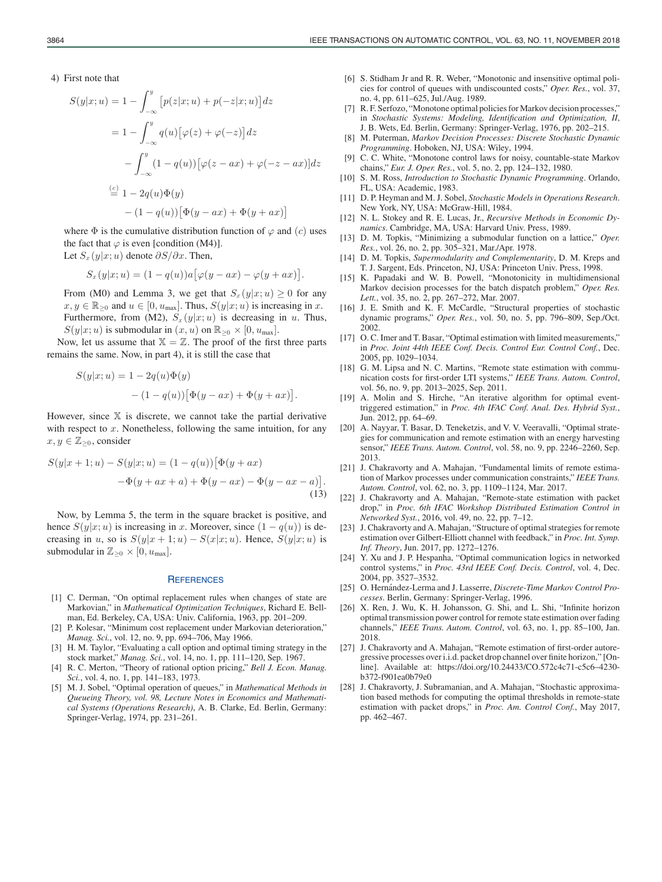4) First note that

$$
\begin{aligned}
S(y|x;u) &= 1 - \int_{-\infty}^{y} \big[p(z|x;u) + p(-z|x;u)\big]dz \\
&= 1 - \int_{-\infty}^{y} q(u)\big[\varphi(z) + \varphi(-z)\big]dz \\
&\quad - \int_{-\infty}^{y} (1-q(u))\big[\varphi(z-ax) + \varphi(-z-ax)\big]dz \\
&\stackrel{(c)}{=} 1 - 2q(u)\Phi(y) \\
&\quad - (1-q(u))\big[\Phi(y-ax) + \Phi(y+ax)\big]
\end{aligned}
$$

where $\Phi$ is the cumulative distribution function of $\varphi$ and $(c)$ uses the fact that $\varphi$ is even [condition (M4)].

Let $S_x(y|x;u)$ denote $\partial S/\partial x$. Then,

$$
S_x(y|x;u) = (1-q(u))a\big[\varphi(y-ax) - \varphi(y+ax)\big].
$$

From (M0) and Lemma 3, we get that $S_x(y|x;u) \geq 0$ for any $x, y \in \mathbb{R}_{\geq 0}$ and $u \in [0, u_{\max}]$. Thus, $S(y|x;u)$ is increasing in $x$. Furthermore, from (M2), $S_x(y|x;u)$ is decreasing in $u$. Thus, $S(y|x;u)$ is submodular in $(x,u)$ on $\mathbb{R}_{\geq 0} \times [0, u_{\max}]$.

Now, let us assume that $\mathbb{X} = \mathbb{Z}$. The proof of the first three parts remains the same. Now, in part 4), it is still the case that

$$
\begin{aligned}
S(y|x;u) &= 1 - 2q(u)\Phi(y) \\
&\quad - (1-q(u))\big[\Phi(y-ax) + \Phi(y+ax)\big].
\end{aligned}
$$

However, since $\mathbb{X}$ is discrete, we cannot take the partial derivative with respect to $x$. Nonetheless, following the same intuition, for any $x, y \in \mathbb{Z}_{\geq 0}$, consider

$$
\begin{aligned}
S(y|x+1;u) - S(y|x;u) &= (1-q(u))\big[\Phi(y+ax) \\
&\quad - \Phi(y+ax+a) + \Phi(y-ax) - \Phi(y-ax-a)\big].
\end{aligned} \tag{13}
$$

Now, by Lemma 5, the term in the square bracket is positive, and hence $S(y|x;u)$ is increasing in $x$. Moreover, since $(1-q(u))$ is decreasing in $u$, so is $S(y|x+1;u) - S(x|x;u)$. Hence, $S(y|x;u)$ is submodular in $\mathbb{Z}_{\geq 0} \times [0, u_{\max}]$.

## References

[1] C. Derman, "On optimal replacement rules when changes of state are Markovian," in *Mathematical Optimization Techniques*, Richard E. Bellman, Ed. Berkeley, CA, USA: Univ. California, 1963, pp. 201–209.

[2] P. Kolesar, "Minimum cost replacement under Markovian deterioration," *Manag. Sci.*, vol. 12, no. 9, pp. 694–706, May 1966.

[3] H. M. Taylor, "Evaluating a call option and optimal timing strategy in the stock market," *Manag. Sci.*, vol. 14, no. 1, pp. 111–120, Sep. 1967.

[4] R. C. Merton, "Theory of rational option pricing," *Bell J. Econ. Manag. Sci.*, vol. 4, no. 1, pp. 141–183, 1973.

[5] M. J. Sobel, "Optimal operation of queues," in *Mathematical Methods in Queueing Theory, vol. 98, Lecture Notes in Economics and Mathematical Systems (Operations Research)*, A. B. Clarke, Ed. Berlin, Germany: Springer-Verlag, 1974, pp. 231–261.

[6] S. Stidham Jr and R. R. Weber, "Monotonic and insensitive optimal policies for control of queues with undiscounted costs," *Oper. Res.*, vol. 37, no. 4, pp. 611–625, Jul./Aug. 1989.

[7] R. F. Serfozo, "Monotone optimal policies for Markov decision processes," in *Stochastic Systems: Modeling, Identification and Optimization, II*, J. B. Wets, Ed. Berlin, Germany: Springer-Verlag, 1976, pp. 202–215.

[8] M. Puterman, *Markov Decision Processes: Discrete Stochastic Dynamic Programming*. Hoboken, NJ, USA: Wiley, 1994.

[9] C. C. White, "Monotone control laws for noisy, countable-state Markov chains," *Eur. J. Oper. Res.*, vol. 5, no. 2, pp. 124–132, 1980.

[10] S. M. Ross, *Introduction to Stochastic Dynamic Programming*. Orlando, FL, USA: Academic, 1983.

[11] D. P. Heyman and M. J. Sobel, *Stochastic Models in Operations Research*. New York, NY, USA: McGraw-Hill, 1984.

[12] N. L. Stokey and R. E. Lucas, Jr., *Recursive Methods in Economic Dynamics*. Cambridge, MA, USA: Harvard Univ. Press, 1989.

[13] D. M. Topkis, "Minimizing a submodular function on a lattice," *Oper. Res.*, vol. 26, no. 2, pp. 305–321, Mar./Apr. 1978.

[14] D. M. Topkis, *Supermodularity and Complementarity*, D. M. Kreps and T. J. Sargent, Eds. Princeton, NJ, USA: Princeton Univ. Press, 1998.

[15] K. Papadaki and W. B. Powell, "Monotonicity in multidimensional Markov decision processes for the batch dispatch problem," *Oper. Res. Lett.*, vol. 35, no. 2, pp. 267–272, Mar. 2007.

[16] J. E. Smith and K. F. McCardle, "Structural properties of stochastic dynamic programs," *Oper. Res.*, vol. 50, no. 5, pp. 796–809, Sep./Oct. 2002.

[17] O. C. Imer and T. Basar, "Optimal estimation with limited measurements," in *Proc. Joint 44th IEEE Conf. Decis. Control Eur. Control Conf.*, Dec. 2005, pp. 1029–1034.

[18] G. M. Lipsa and N. C. Martins, "Remote state estimation with communication costs for first-order LTI systems," *IEEE Trans. Autom. Control*, vol. 56, no. 9, pp. 2013–2025, Sep. 2011.

[19] A. Molin and S. Hirche, "An iterative algorithm for optimal event-triggered estimation," in *Proc. 4th IFAC Conf. Anal. Des. Hybrid Syst.*, Jun. 2012, pp. 64–69.

[20] A. Nayyar, T. Basar, D. Teneketzis, and V. V. Veeravalli, "Optimal strategies for communication and remote estimation with an energy harvesting sensor," *IEEE Trans. Autom. Control*, vol. 58, no. 9, pp. 2246–2260, Sep. 2013.

[21] J. Chakravorty and A. Mahajan, "Fundamental limits of remote estimation of Markov processes under communication constraints," *IEEE Trans. Autom. Control*, vol. 62, no. 3, pp. 1109–1124, Mar. 2017.

[22] J. Chakravorty and A. Mahajan, "Remote-state estimation with packet drop," in *Proc. 6th IFAC Workshop Distributed Estimation Control in Networked Syst.*, 2016, vol. 49, no. 22, pp. 7–12.

[23] J. Chakravorty and A. Mahajan, "Structure of optimal strategies for remote estimation over Gilbert-Elliott channel with feedback," in *Proc. Int. Symp. Inf. Theory*, Jun. 2017, pp. 1272–1276.

[24] Y. Xu and J. P. Hespanha, "Optimal communication logics in networked control systems," in *Proc. 43rd IEEE Conf. Decis. Control*, vol. 4, Dec. 2004, pp. 3527–3532.

[25] O. Hernández-Lerma and J. Lasserre, *Discrete-Time Markov Control Processes*. Berlin, Germany: Springer-Verlag, 1996.

[26] X. Ren, J. Wu, K. H. Johansson, G. Shi, and L. Shi, "Infinite horizon optimal transmission power control for remote state estimation over fading channels," *IEEE Trans. Autom. Control*, vol. 63, no. 1, pp. 85–100, Jan. 2018.

[27] J. Chakravorty and A. Mahajan, "Remote estimation of first-order autoregressive processes over i.i.d. packet drop channel over finite horizon," [Online]. Available at: https://doi.org/10.24433/CO.572c4c71-c5c6–4230-b372-f901ea0b79e0

[28] J. Chakravorty, J. Subramanian, and A. Mahajan, "Stochastic approximation based methods for computing the optimal thresholds in remote-state estimation with packet drops," in *Proc. Am. Control Conf.*, May 2017, pp. 462–467.